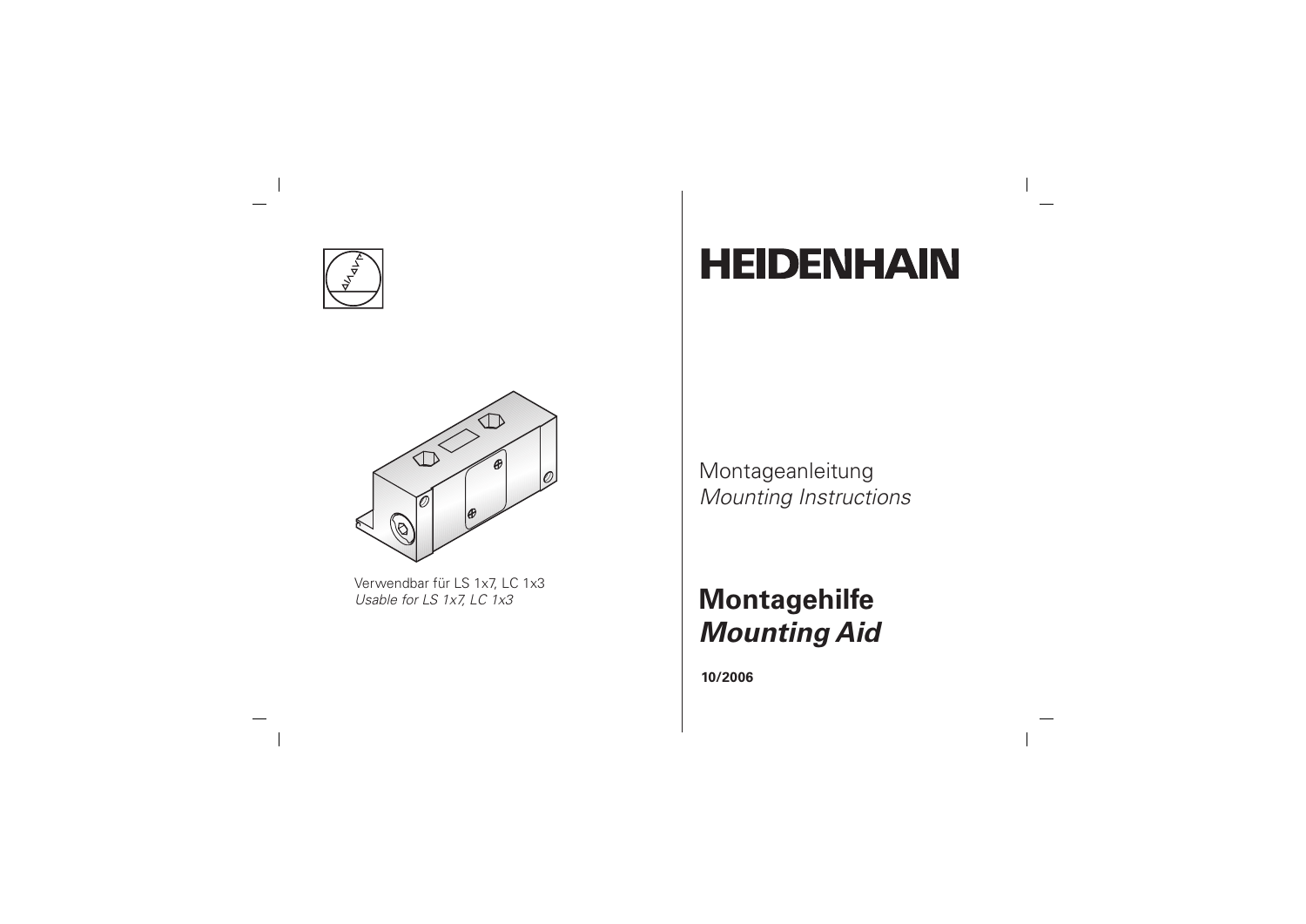Verwendbar für LS 1x7, LC 1x3
*Usable for LS 1x7, LC 1x3*

# HEIDENHAIN

Montageanleitung
*Mounting Instructions*

## Montagehilfe
## *Mounting Aid*

**10/2006**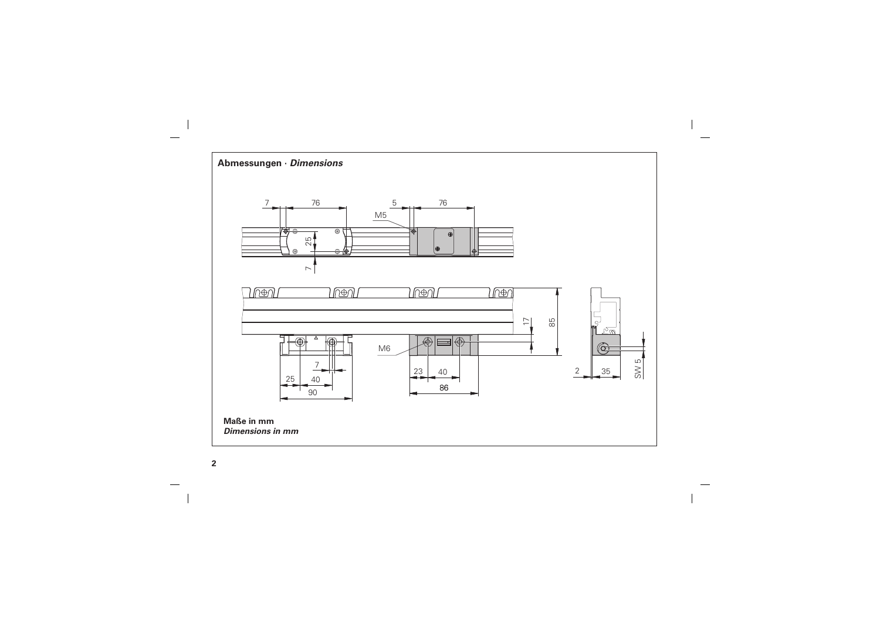**Abmessungen** · ***Dimensions***

**Maße in mm**
***Dimensions in mm***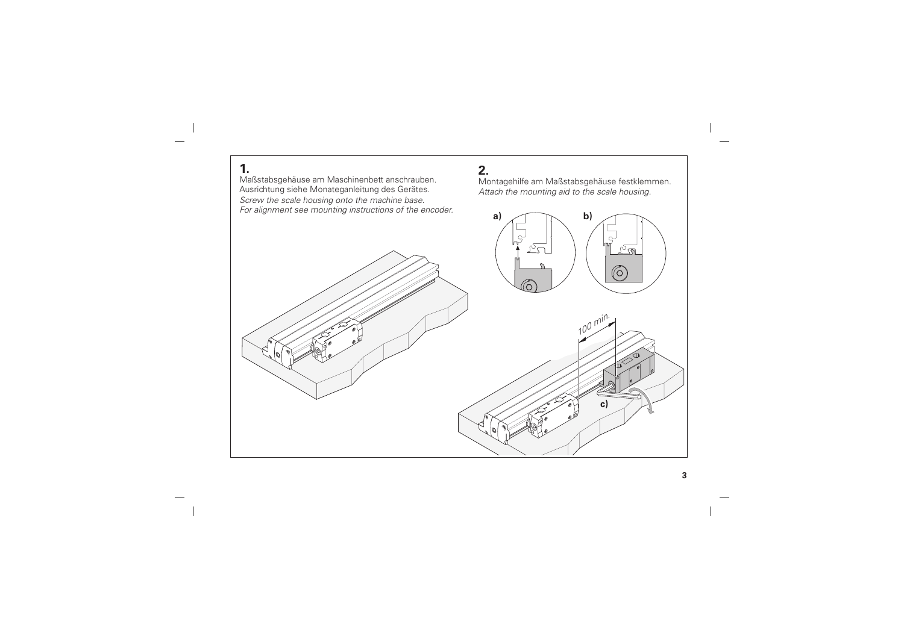## 1.

Maßstabsgehäuse am Maschinenbett anschrauben.
Ausrichtung siehe Monateganleitung des Gerätes.
*Screw the scale housing onto the machine base.*
*For alignment see mounting instructions of the encoder.*

## 2.

Montagehilfe am Maßstabsgehäuse festklemmen.
*Attach the mounting aid to the scale housing.*

**a)**

**b)**

100 min.

**c)**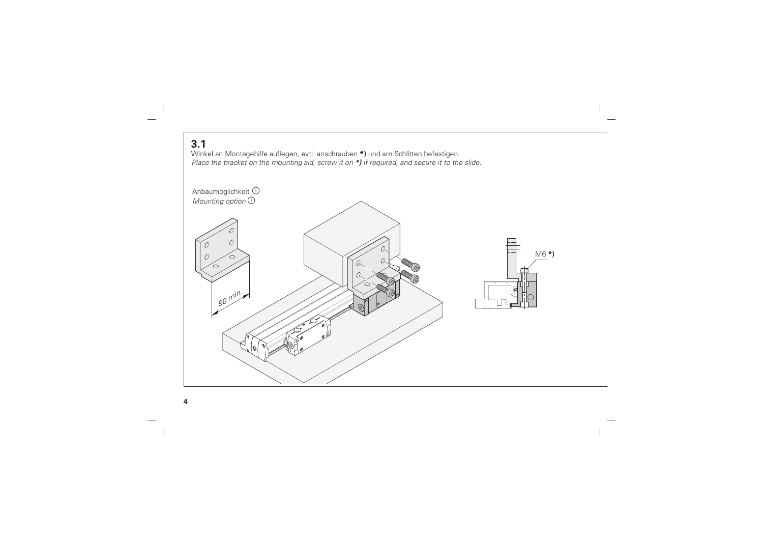## 3.1

Winkel an Montagehilfe auflegen, evtl. anschrauben **\*)** und am Schlitten befestigen.
*Place the bracket on the mounting aid, screw it on* ***\*)*** *if required, and secure it to the slide.*

Anbaumöglichkeit ①
*Mounting option* ①

90 min.

M6 **\*)**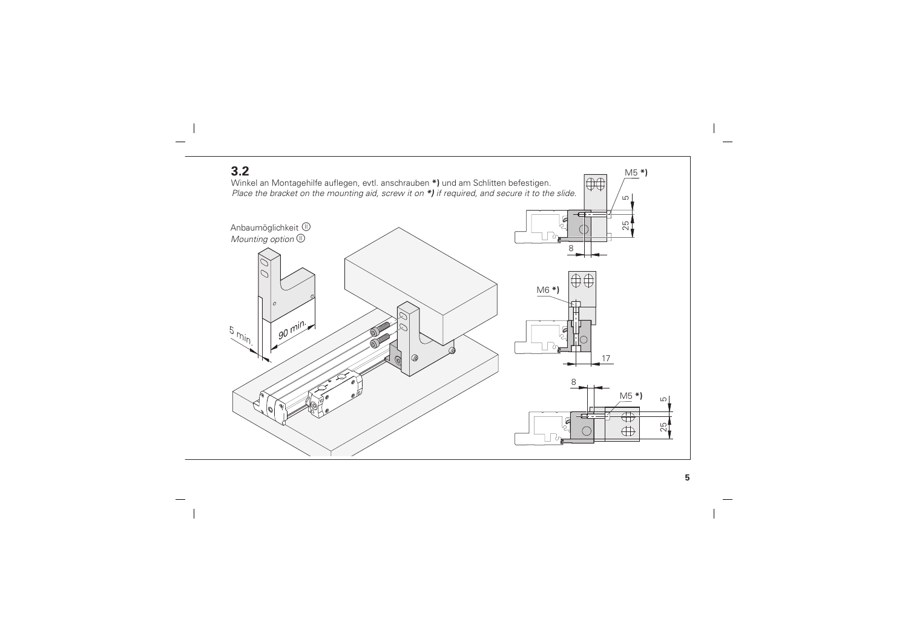## 3.2

Winkel an Montagehilfe auflegen, evtl. anschrauben ***)** und am Schlitten befestigen.
*Place the bracket on the mounting aid, screw it on* ***)** *if required, and secure it to the slide.*

Anbaumöglichkeit Ⓘ
*Mounting option* Ⓘ

5 min.
90 min.

M5 ***)**
5
25
8

M6 ***)**
17

8
M5 ***)**
5
25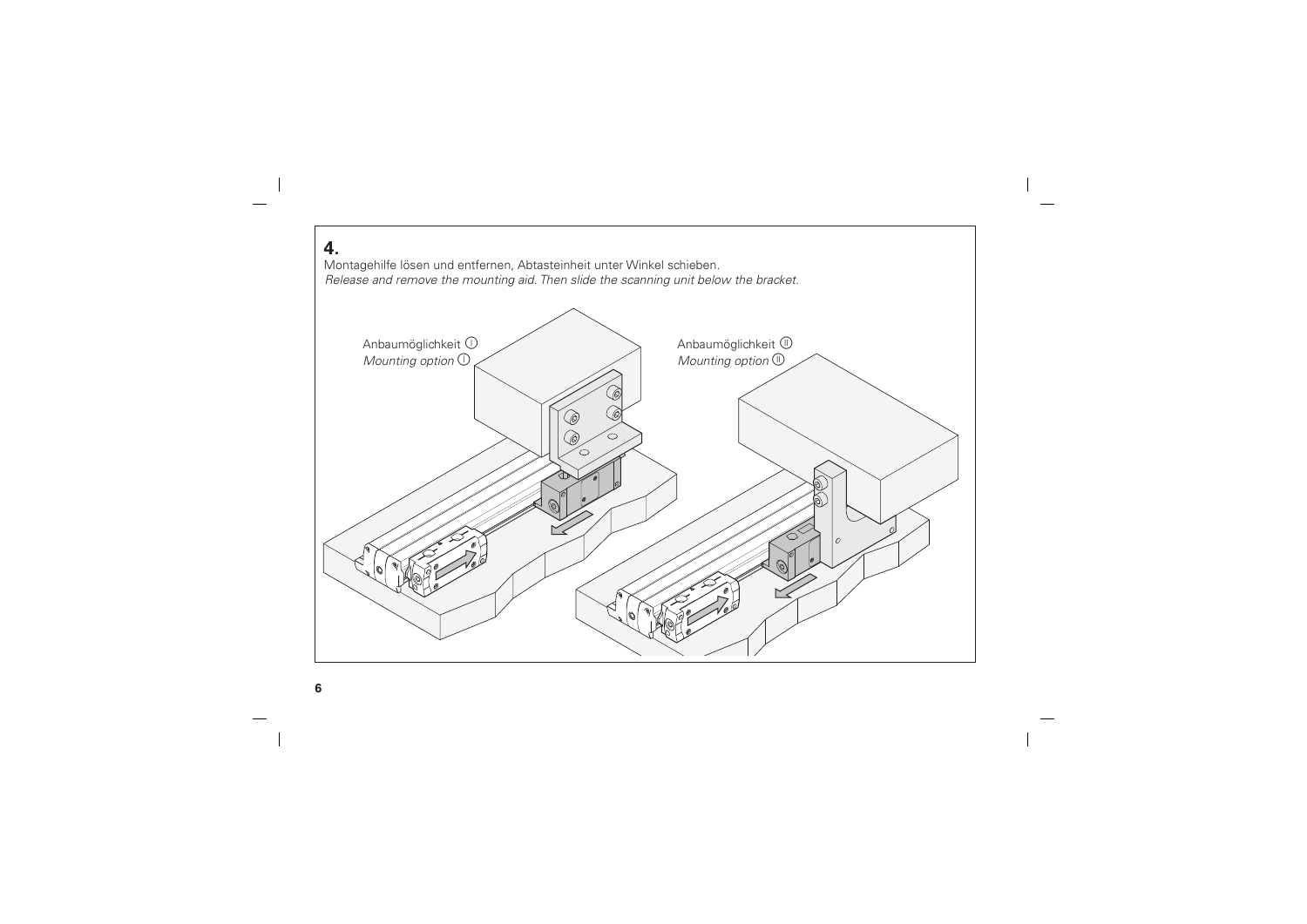## 4.

Montagehilfe lösen und entfernen, Abtasteinheit unter Winkel schieben.
*Release and remove the mounting aid. Then slide the scanning unit below the bracket.*

Anbaumöglichkeit Ⓘ
*Mounting option* Ⓘ

Anbaumöglichkeit Ⓘⓘ
*Mounting option* Ⓘⓘ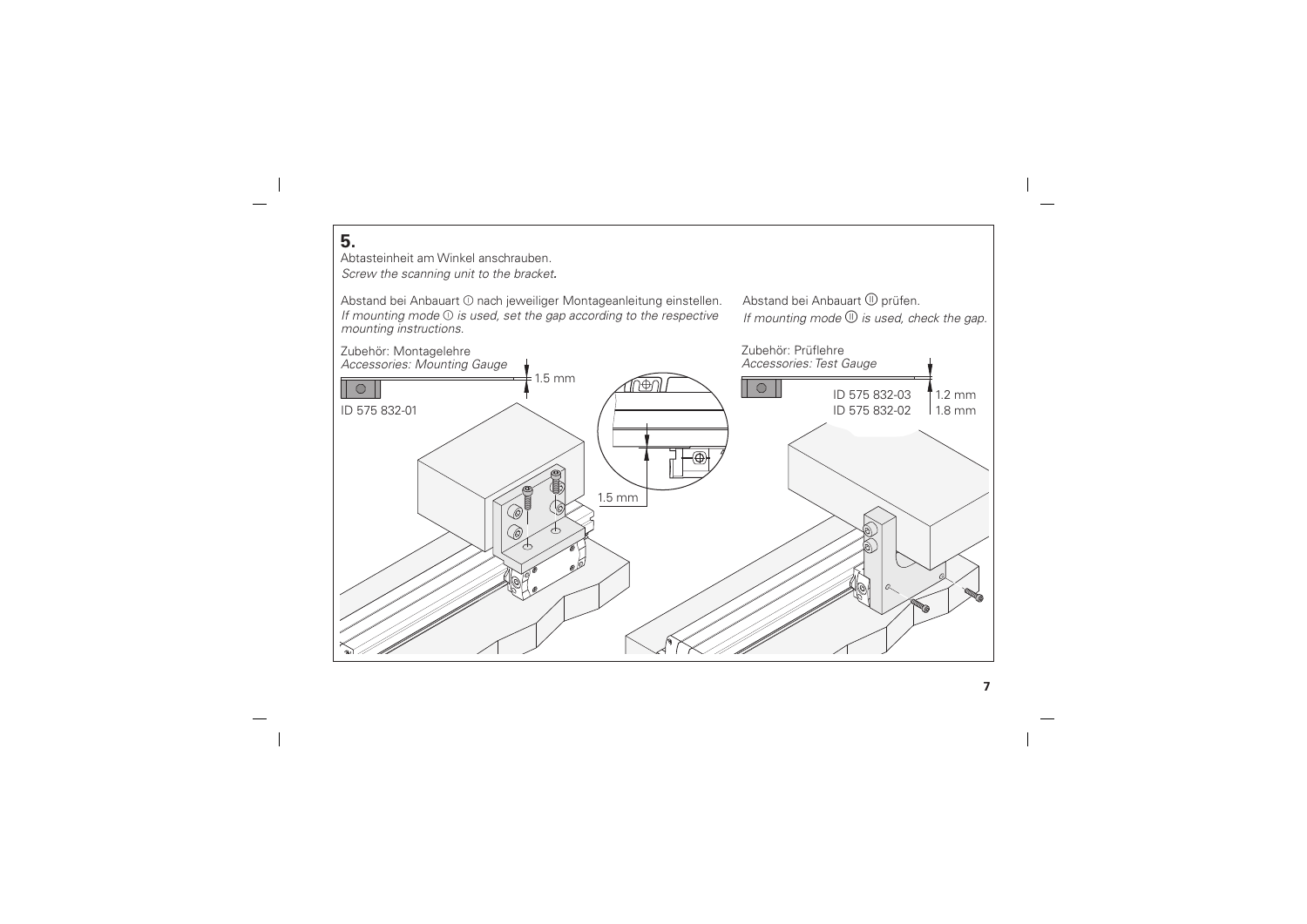## 5.

Abtasteinheit am Winkel anschrauben.

*Screw the scanning unit to the bracket.*

Abstand bei Anbauart ① nach jeweiliger Montageanleitung einstellen.

*If mounting mode ① is used, set the gap according to the respective mounting instructions.*

Zubehör: Montagelehre

*Accessories: Mounting Gauge*

1.5 mm

ID 575 832-01

1.5 mm

Abstand bei Anbauart Ⓘ prüfen.

*If mounting mode Ⓘ is used, check the gap.*

Zubehör: Prüflehre

*Accessories: Test Gauge*

ID 575 832-03 1.2 mm

ID 575 832-02 1.8 mm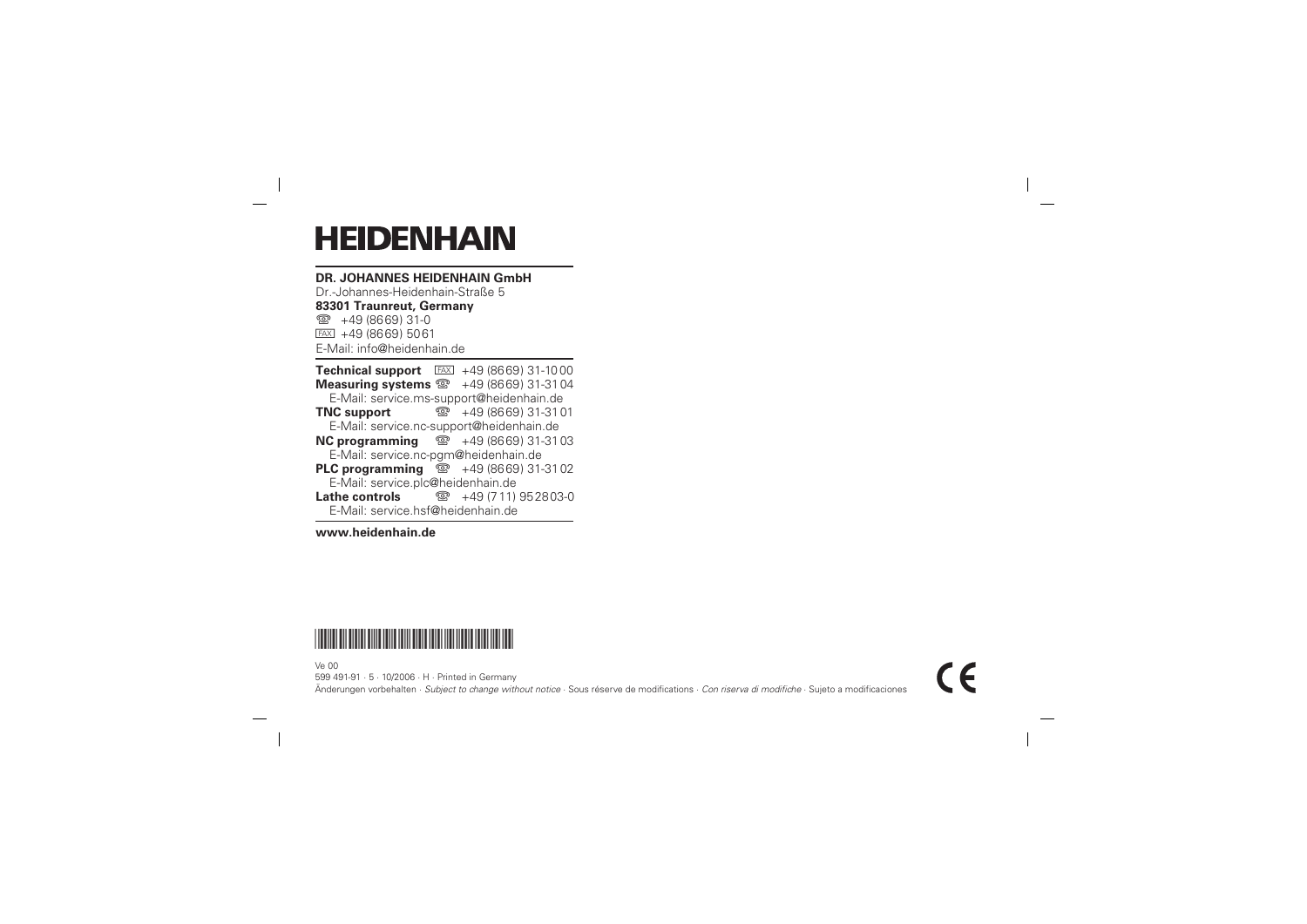# HEIDENHAIN

**DR. JOHANNES HEIDENHAIN GmbH**
Dr.-Johannes-Heidenhain-Straße 5
**83301 Traunreut, Germany**
☎ +49 (8669) 31-0
FAX +49 (8669) 5061
E-Mail: info@heidenhain.de

**Technical support** FAX +49 (8669) 31-1000
**Measuring systems** ☎ +49 (8669) 31-3104
E-Mail: service.ms-support@heidenhain.de
**TNC support** ☎ +49 (8669) 31-3101
E-Mail: service.nc-support@heidenhain.de
**NC programming** ☎ +49 (8669) 31-3103
E-Mail: service.nc-pgm@heidenhain.de
**PLC programming** ☎ +49 (8669) 31-3102
E-Mail: service.plc@heidenhain.de
**Lathe controls** ☎ +49 (711) 952803-0
E-Mail: service.hsf@heidenhain.de

**www.heidenhain.de**

Ve 00
599 491-91 · 5 · 10/2006 · H · Printed in Germany
Änderungen vorbehalten · *Subject to change without notice* · Sous réserve de modifications · *Con riserva di modifiche* · Sujeto a modificaciones

CE